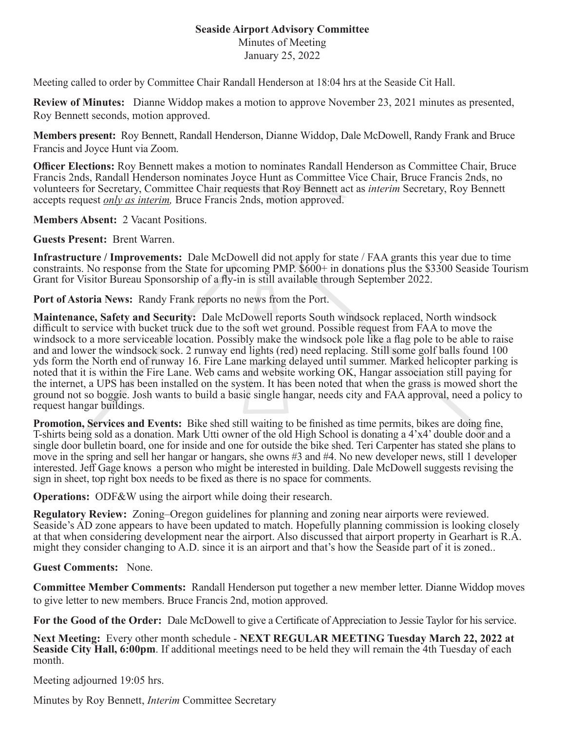**Seaside Airport Advisory Committee**

Minutes of Meeting

January 25, 2022

Meeting called to order by Committee Chair Randall Henderson at 18:04 hrs at the Seaside Cit Hall.

**Review of Minutes:** Dianne Widdop makes a motion to approve November 23, 2021 minutes as presented, Roy Bennett seconds, motion approved.

**Members present:** Roy Bennett, Randall Henderson, Dianne Widdop, Dale McDowell, Randy Frank and Bruce Francis and Joyce Hunt via Zoom.

**Officer Elections:** Roy Bennett makes a motion to nominates Randall Henderson as Committee Chair, Bruce Francis 2nds, Randall Henderson nominates Joyce Hunt as Committee Vice Chair, Bruce Francis 2nds, no volunteers for Secretary, Committee Chair requests that Roy Bennett act as *interim* Secretary, Roy Bennett accepts request *only as interim,* Bruce Francis 2nds, motion approved.

**Members Absent:** 2 Vacant Positions.

**Guests Present:** Brent Warren.

**Infrastructure / Improvements:** Dale McDowell did not apply for state / FAA grants this year due to time constraints. No response from the State for upcoming PMP. $600+ in donations plus the $3300 Seaside Tourism Grant for Visitor Bureau Sponsorship of a fly-in is still available through September 2022.

**Port of Astoria News:** Randy Frank reports no news from the Port.

**Maintenance, Safety and Security:** Dale McDowell reports South windsock replaced, North windsock difficult to service with bucket truck due to the soft wet ground. Possible request from FAA to move the windsock to a more serviceable location. Possibly make the windsock pole like a flag pole to be able to raise and and lower the windsock sock. 2 runway end lights (red) need replacing. Still some golf balls found 100 yds form the North end of runway 16. Fire Lane marking delayed until summer. Marked helicopter parking is noted that it is within the Fire Lane. Web cams and website working OK, Hangar association still paying for the internet, a UPS has been installed on the system. It has been noted that when the grass is mowed short the ground not so boggie. Josh wants to build a basic single hangar, needs city and FAA approval, need a policy to request hangar buildings.

**Promotion, Services and Events:** Bike shed still waiting to be finished as time permits, bikes are doing fine, T-shirts being sold as a donation. Mark Utti owner of the old High School is donating a 4'x4' double door and a single door bulletin board, one for inside and one for outside the bike shed. Teri Carpenter has stated she plans to move in the spring and sell her hangar or hangars, she owns #3 and #4. No new developer news, still 1 developer interested. Jeff Gage knows a person who might be interested in building. Dale McDowell suggests revising the sign in sheet, top right box needs to be fixed as there is no space for comments.

**Operations:** ODF&W using the airport while doing their research.

**Regulatory Review:** Zoning–Oregon guidelines for planning and zoning near airports were reviewed. Seaside's AD zone appears to have been updated to match. Hopefully planning commission is looking closely at that when considering development near the airport. Also discussed that airport property in Gearhart is R.A. might they consider changing to A.D. since it is an airport and that's how the Seaside part of it is zoned..

**Guest Comments:** None.

**Committee Member Comments:** Randall Henderson put together a new member letter. Dianne Widdop moves to give letter to new members. Bruce Francis 2nd, motion approved.

**For the Good of the Order:** Dale McDowell to give a Certificate of Appreciation to Jessie Taylor for his service.

**Next Meeting:** Every other month schedule - **NEXT REGULAR MEETING Tuesday March 22, 2022 at Seaside City Hall, 6:00pm**. If additional meetings need to be held they will remain the 4th Tuesday of each month.

Meeting adjourned 19:05 hrs.

Minutes by Roy Bennett, *Interim* Committee Secretary